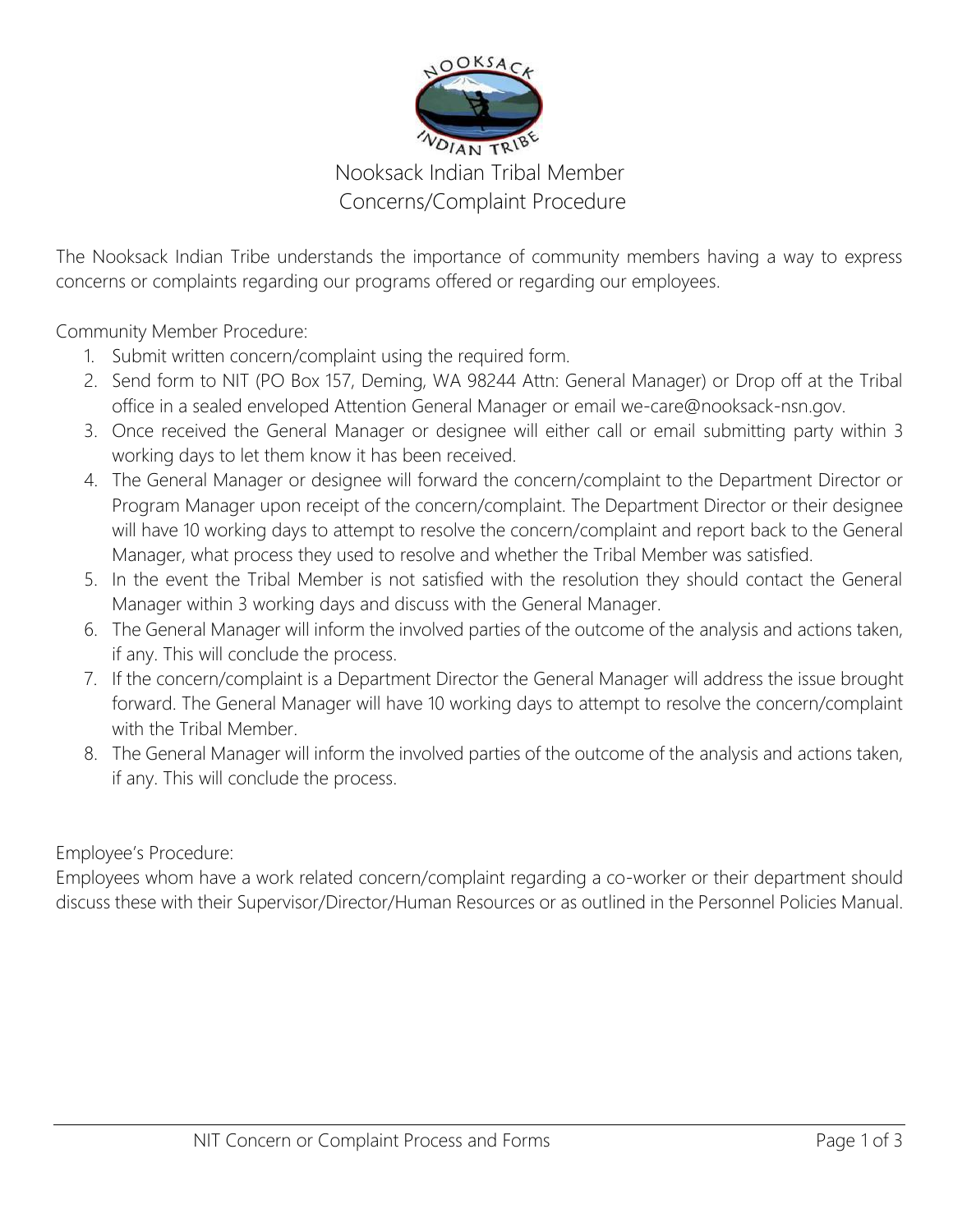# Nooksack Indian Tribal Member Concerns/Complaint Procedure

The Nooksack Indian Tribe understands the importance of community members having a way to express concerns or complaints regarding our programs offered or regarding our employees.

Community Member Procedure:

1. Submit written concern/complaint using the required form.
2. Send form to NIT (PO Box 157, Deming, WA 98244 Attn: General Manager) or Drop off at the Tribal office in a sealed enveloped Attention General Manager or email we-care@nooksack-nsn.gov.
3. Once received the General Manager or designee will either call or email submitting party within 3 working days to let them know it has been received.
4. The General Manager or designee will forward the concern/complaint to the Department Director or Program Manager upon receipt of the concern/complaint. The Department Director or their designee will have 10 working days to attempt to resolve the concern/complaint and report back to the General Manager, what process they used to resolve and whether the Tribal Member was satisfied.
5. In the event the Tribal Member is not satisfied with the resolution they should contact the General Manager within 3 working days and discuss with the General Manager.
6. The General Manager will inform the involved parties of the outcome of the analysis and actions taken, if any. This will conclude the process.
7. If the concern/complaint is a Department Director the General Manager will address the issue brought forward. The General Manager will have 10 working days to attempt to resolve the concern/complaint with the Tribal Member.
8. The General Manager will inform the involved parties of the outcome of the analysis and actions taken, if any. This will conclude the process.

Employee's Procedure:

Employees whom have a work related concern/complaint regarding a co-worker or their department should discuss these with their Supervisor/Director/Human Resources or as outlined in the Personnel Policies Manual.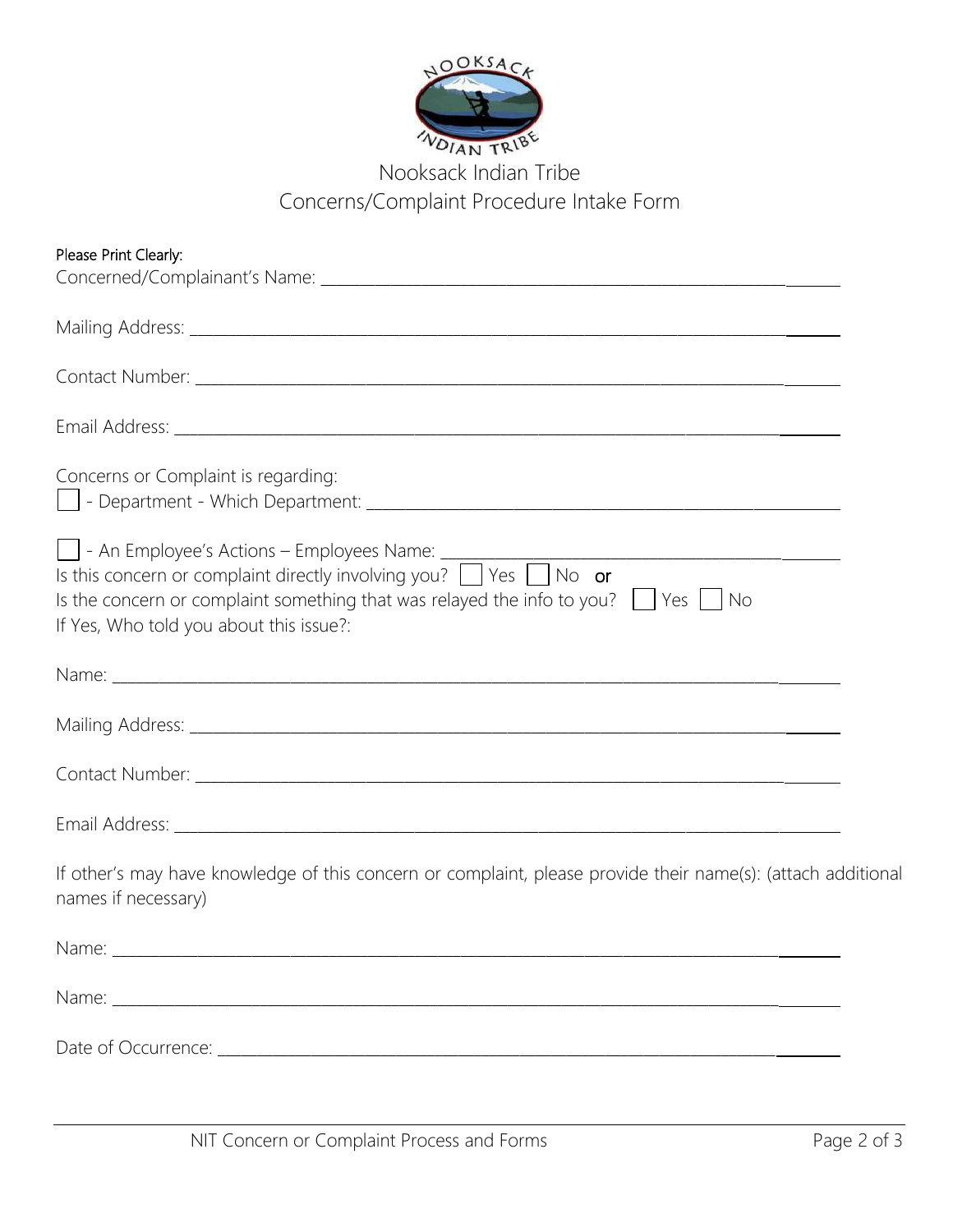# Nooksack Indian Tribe
## Concerns/Complaint Procedure Intake Form

Please Print Clearly:

Concerned/Complainant's Name: ______________________________________________

Mailing Address: ______________________________________________

Contact Number: ______________________________________________

Email Address: ______________________________________________

Concerns or Complaint is regarding:

☐ - Department - Which Department: ______________________________________________

☐ - An Employee's Actions – Employees Name: ______________________________________________

Is this concern or complaint directly involving you? ☐ Yes ☐ No **or**

Is the concern or complaint something that was relayed the info to you? ☐ Yes ☐ No

If Yes, Who told you about this issue?:

Name: ______________________________________________

Mailing Address: ______________________________________________

Contact Number: ______________________________________________

Email Address: ______________________________________________

If other's may have knowledge of this concern or complaint, please provide their name(s): (attach additional names if necessary)

Name: ______________________________________________

Name: ______________________________________________

Date of Occurrence: ______________________________________________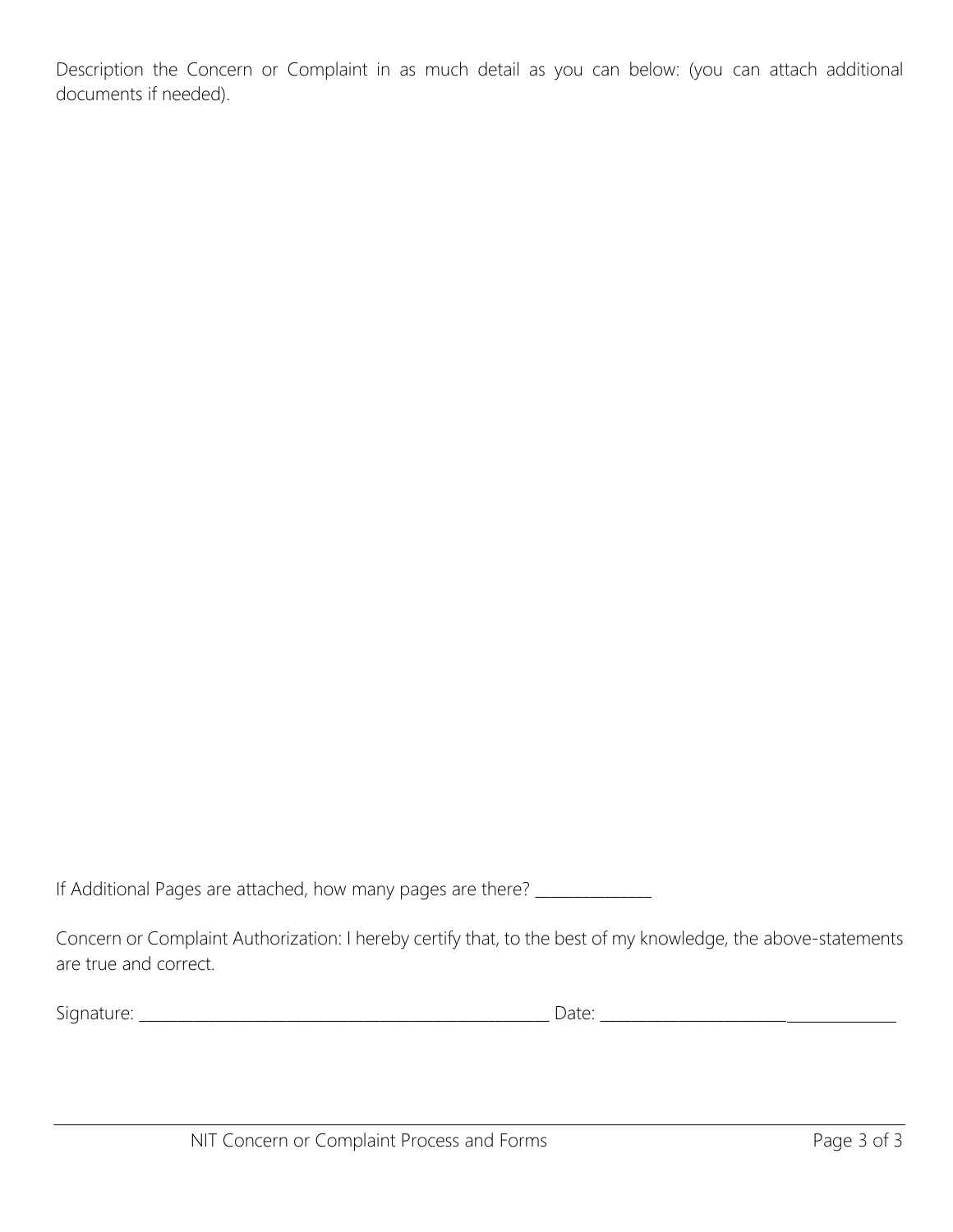Description the Concern or Complaint in as much detail as you can below: (you can attach additional documents if needed).

If Additional Pages are attached, how many pages are there? _______________

Concern or Complaint Authorization: I hereby certify that, to the best of my knowledge, the above-statements are true and correct.

Signature: ____________________________________________________ Date: _____________________________________